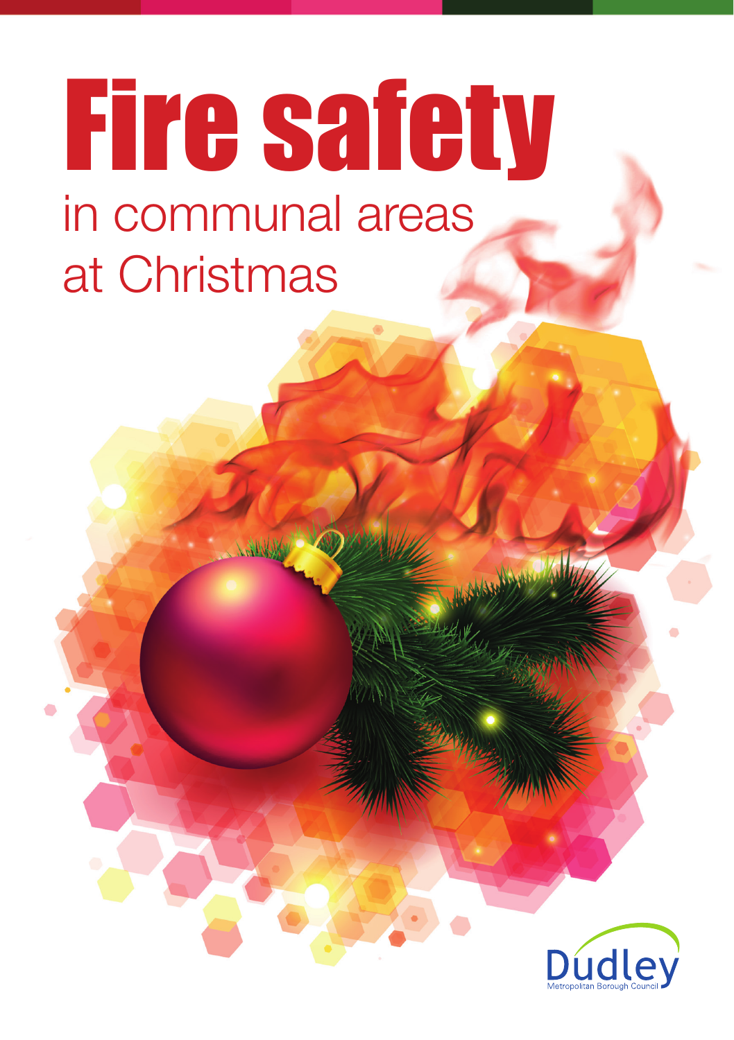# Fire safety

## in communal areas at Christmas

Dudley
Metropolitan Borough Council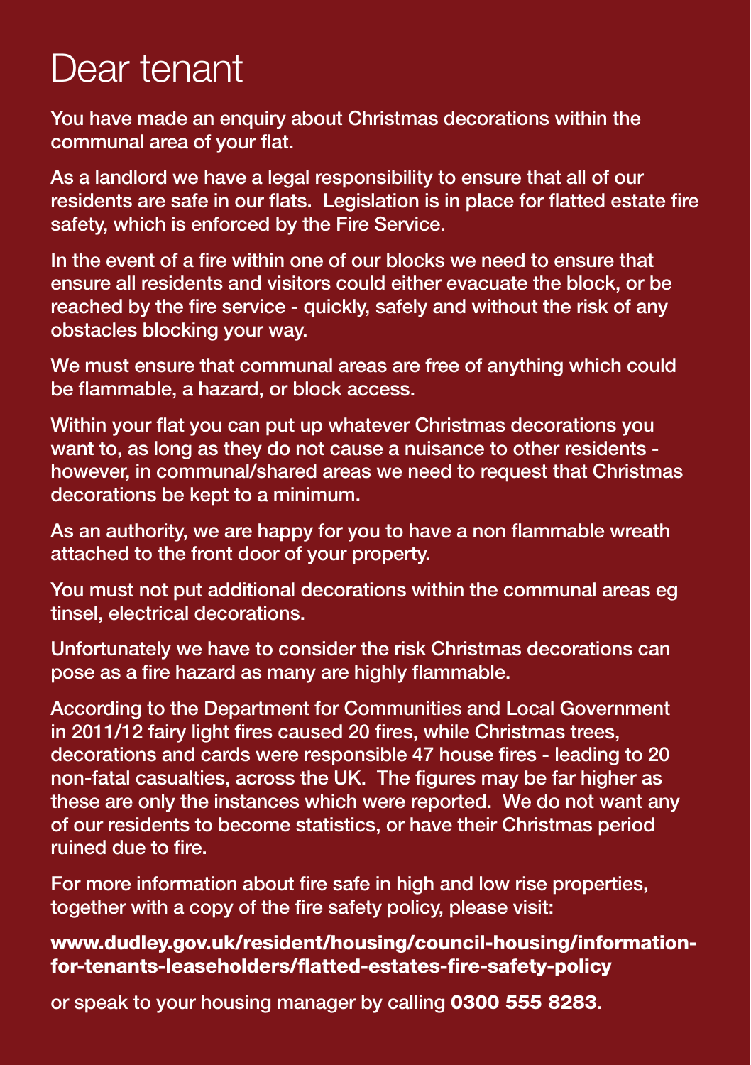# Dear tenant

You have made an enquiry about Christmas decorations within the communal area of your flat.

As a landlord we have a legal responsibility to ensure that all of our residents are safe in our flats. Legislation is in place for flatted estate fire safety, which is enforced by the Fire Service.

In the event of a fire within one of our blocks we need to ensure that ensure all residents and visitors could either evacuate the block, or be reached by the fire service - quickly, safely and without the risk of any obstacles blocking your way.

We must ensure that communal areas are free of anything which could be flammable, a hazard, or block access.

Within your flat you can put up whatever Christmas decorations you want to, as long as they do not cause a nuisance to other residents - however, in communal/shared areas we need to request that Christmas decorations be kept to a minimum.

As an authority, we are happy for you to have a non flammable wreath attached to the front door of your property.

You must not put additional decorations within the communal areas eg tinsel, electrical decorations.

Unfortunately we have to consider the risk Christmas decorations can pose as a fire hazard as many are highly flammable.

According to the Department for Communities and Local Government in 2011/12 fairy light fires caused 20 fires, while Christmas trees, decorations and cards were responsible 47 house fires - leading to 20 non-fatal casualties, across the UK. The figures may be far higher as these are only the instances which were reported. We do not want any of our residents to become statistics, or have their Christmas period ruined due to fire.

For more information about fire safe in high and low rise properties, together with a copy of the fire safety policy, please visit:

**www.dudley.gov.uk/resident/housing/council-housing/information-for-tenants-leaseholders/flatted-estates-fire-safety-policy**

or speak to your housing manager by calling **0300 555 8283**.